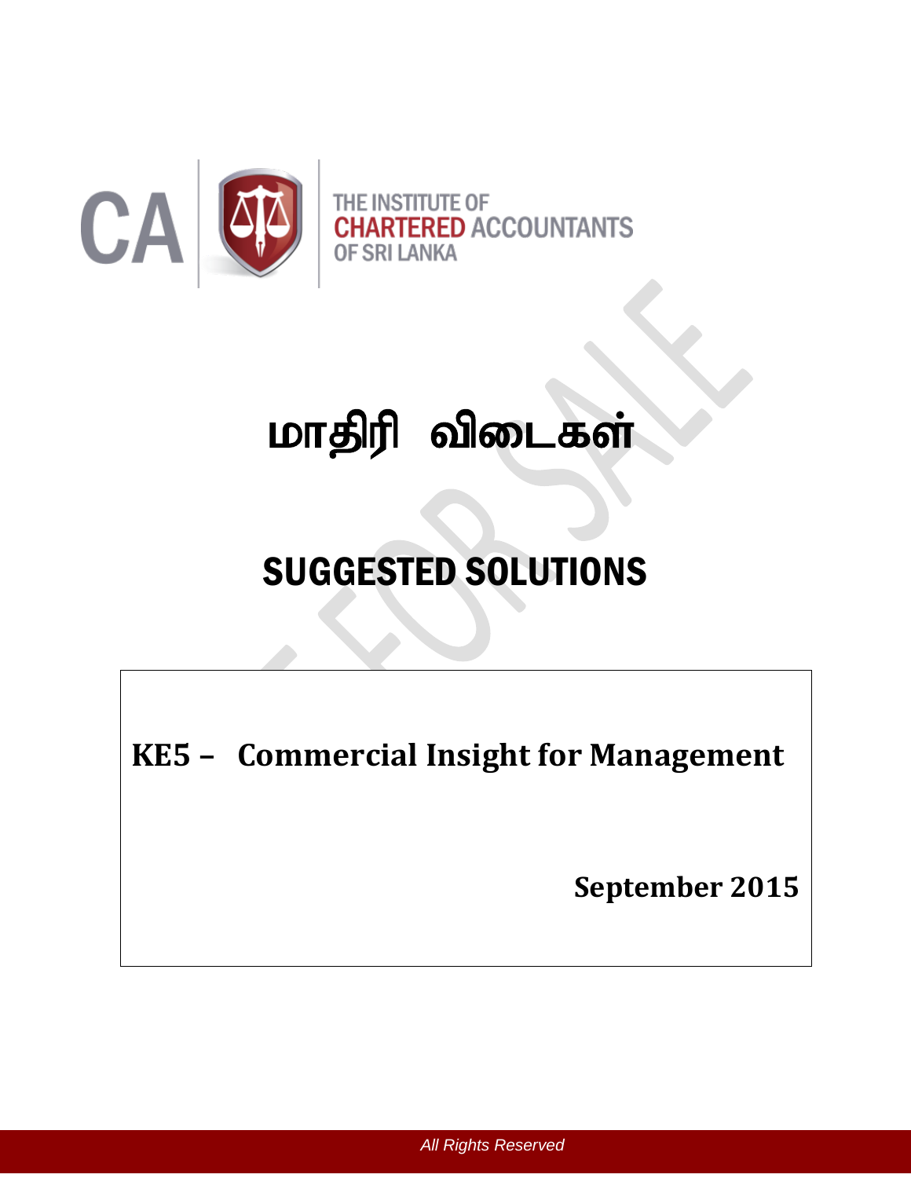THE INSTITUTE OF CHARTERED ACCOUNTANTS OF SRI LANKA

# மாதிரி விடைகள்

# SUGGESTED SOLUTIONS

**KE5 – Commercial Insight for Management**

**September 2015**

*All Rights Reserved*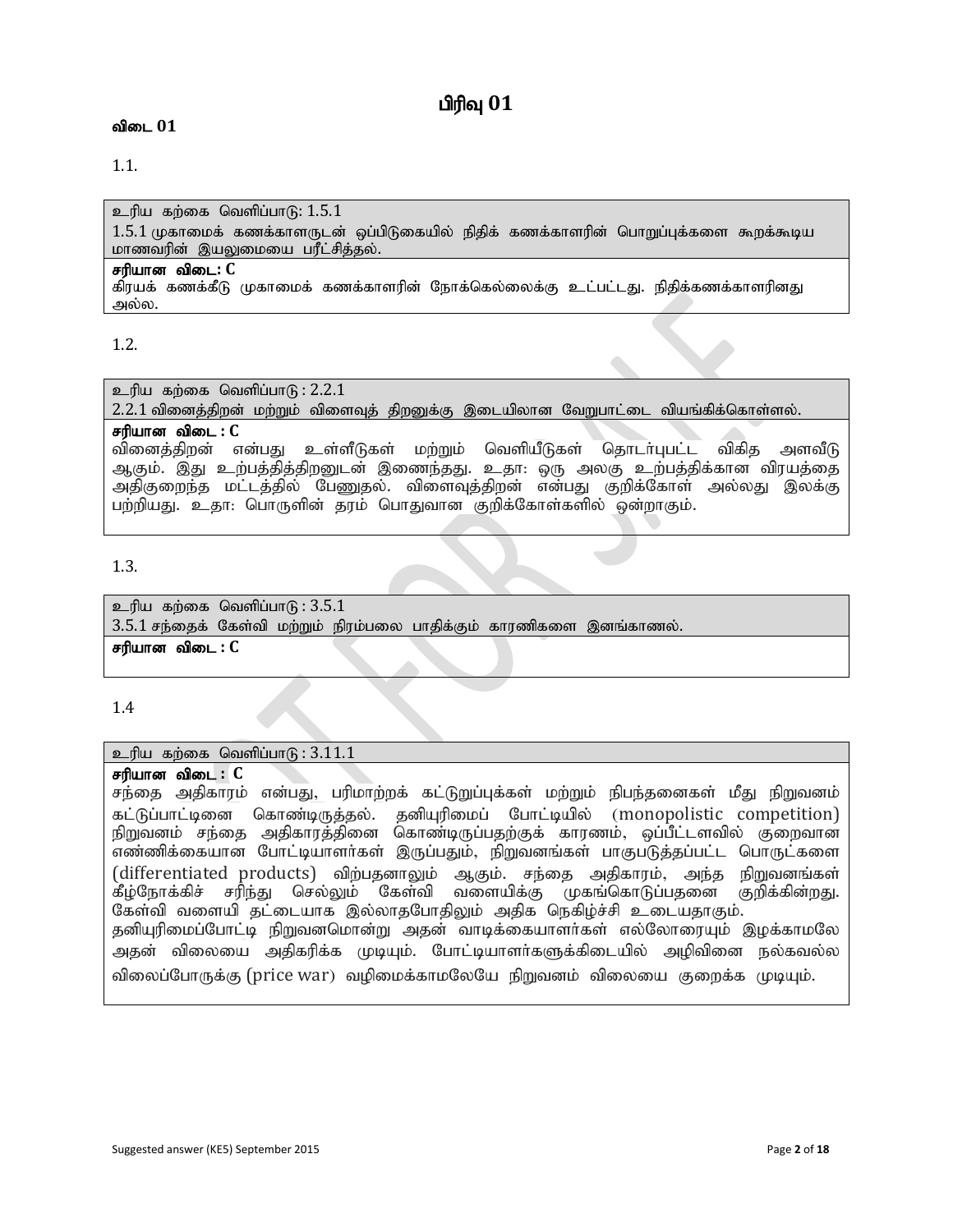# பிரிவு 01

**விடை 01**

1.1.

| உரிய கற்கை வெளிப்பாடு: 1.5.1 |
|---|
| 1.5.1 முகாமைக் கணக்காளருடன் ஒப்பிடுகையில் நிதிக் கணக்காளரின் பொறுப்புக்களை கூறக்கூடிய மாணவரின் இயலுமையை பரீட்சித்தல். |
| **சரியான விடை: C**<br>கிரயக் கணக்கீடு முகாமைக் கணக்காளரின் நோக்கெல்லைக்கு உட்பட்டது. நிதிக்கணக்காளரினது அல்ல. |

1.2.

| உரிய கற்கை வெளிப்பாடு : 2.2.1 |
|---|
| 2.2.1 வினைத்திறன் மற்றும் விளைவுத் திறனுக்கு இடையிலான வேறுபாட்டை வியங்கிக்கொள்ளல். |
| **சரியான விடை : C**<br>வினைத்திறன் என்பது உள்ளீடுகள் மற்றும் வெளியீடுகள் தொடர்புபட்ட விகித அளவீடு ஆகும். இது உற்பத்தித்திறனுடன் இணைந்தது. உதா: ஒரு அலகு உற்பத்திக்கான விரயத்தை அதிகுறைந்த மட்டத்தில் பேணுதல். விளைவுத்திறன் என்பது குறிக்கோள் அல்லது இலக்கு பற்றியது. உதா: பொருளின் தரம் பொதுவான குறிக்கோள்களில் ஒன்றாகும். |

1.3.

| உரிய கற்கை வெளிப்பாடு : 3.5.1 |
|---|
| 3.5.1 சந்தைக் கேள்வி மற்றும் நிரம்பலை பாதிக்கும் காரணிகளை இனங்காணல். |
| **சரியான விடை : C** |

1.4

| உரிய கற்கை வெளிப்பாடு : 3.11.1 |
|---|
| **சரியான விடை : C**<br>சந்தை அதிகாரம் என்பது, பரிமாற்றக் கட்டுறுப்புக்கள் மற்றும் நிபந்தனைகள் மீது நிறுவனம் கட்டுப்பாட்டினை கொண்டிருத்தல். தனியுரிமைப் போட்டியில் (monopolistic competition) நிறுவனம் சந்தை அதிகாரத்தினை கொண்டிருப்பதற்குக் காரணம், ஒப்பீட்டளவில் குறைவான எண்ணிக்கையான போட்டியாளர்கள் இருப்பதும், நிறுவனங்கள் பாகுபடுத்தப்பட்ட பொருட்களை (differentiated products) விற்பதனாலும் ஆகும். சந்தை அதிகாரம், அந்த நிறுவனங்கள் கீழ்நோக்கிச் சரிந்து செல்லும் கேள்வி வளையிக்கு முகங்கொடுப்பதனை குறிக்கின்றது. கேள்வி வளையி தட்டையாக இல்லாதபோதிலும் அதிக நெகிழ்ச்சி உடையதாகும்.<br>தனியுரிமைப்போட்டி நிறுவனமொன்று அதன் வாடிக்கையாளர்கள் எல்லோரையும் இழக்காமலே அதன் விலையை அதிகரிக்க முடியும். போட்டியாளர்களுக்கிடையில் அழிவினை நல்கவல்ல விலைப்போருக்கு (price war) வழிமைக்காமலேயே நிறுவனம் விலையை குறைக்க முடியும். |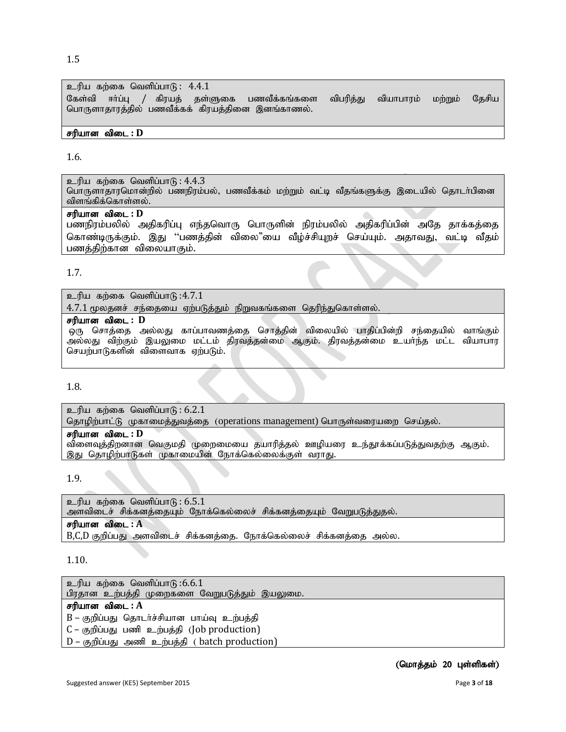1.5

| உரிய கற்கை வெளிப்பாடு : 4.4.1 கேள்வி ஈர்ப்பு / கிரயத் தள்ளுகை பணவீக்கங்களை விபரித்து வியாபாரம் மற்றும் தேசிய பொருளாதாரத்தில் பணவீக்கக் கிரயத்தினை இனங்காணல். |
|---|
| **சரியான விடை : D** |

1.6.

| உரிய கற்கை வெளிப்பாடு : 4.4.3 பொருளாதாரமொன்றில் பணநிரம்பல், பணவீக்கம் மற்றும் வட்டி வீதங்களுக்கு இடையில் தொடர்பினை விளங்கிக்கொள்ளல். |
|---|
| **சரியான விடை : D** பணநிரம்பலில் அதிகரிப்பு எந்தவொரு பொருளின் நிரம்பலில் அதிகரிப்பின் அதே தாக்கத்தை கொண்டிருக்கும். இது "பணத்தின் விலை"யை வீழ்ச்சியுறச் செய்யும். அதாவது, வட்டி வீதம் பணத்திற்கான விலையாகும். |

1.7.

| உரிய கற்கை வெளிப்பாடு :4.7.1 4.7.1 மூலதனச் சந்தையை ஏற்படுத்தும் நிறுவகங்களை தெரிந்துகொள்ளல். |
|---|
| **சரியான விடை : D** ஒரு சொத்தை அல்லது காப்பாவணத்தை சொத்தின் விலையில் பாதிப்பின்றி சந்தையில் வாங்கும் அல்லது விற்கும் இயலுமை மட்டம் திரவத்தன்மை ஆகும். திரவத்தன்மை உயர்ந்த மட்ட வியாபார செயற்பாடுகளின் விளைவாக ஏற்படும். |

1.8.

| உரிய கற்கை வெளிப்பாடு : 6.2.1 தொழிற்பாட்டு முகாமைத்துவத்தை (operations management) பொருள்வரையறை செய்தல். |
|---|
| **சரியான விடை : D** விளைவுத்திறனான வெகுமதி முறைமையை தயாரித்தல் ஊழியரை உந்தூக்கப்படுத்துவதற்கு ஆகும். இது தொழிற்பாடுகள் முகாமையின் நோக்கெல்லைக்குள் வராது. |

1.9.

| உரிய கற்கை வெளிப்பாடு : 6.5.1 அளவிடைச் சிக்கனத்தையும் நோக்கெல்லைச் சிக்கனத்தையும் வேறுபடுத்துதல். |
|---|
| **சரியான விடை : A** B,C,D குறிப்பது அளவிடைச் சிக்கனத்தை. நோக்கெல்லைச் சிக்கனத்தை அல்ல. |

1.10.

| உரிய கற்கை வெளிப்பாடு :6.6.1 பிரதான உற்பத்தி முறைகளை வேறுபடுத்தும் இயலுமை. |
|---|
| **சரியான விடை : A** B – குறிப்பது தொடர்ச்சியான பாய்வு உற்பத்தி C – குறிப்பது பணி உற்பத்தி (Job production) D – குறிப்பது அணி உற்பத்தி ( batch production) |

**(மொத்தம் 20 புள்ளிகள்)**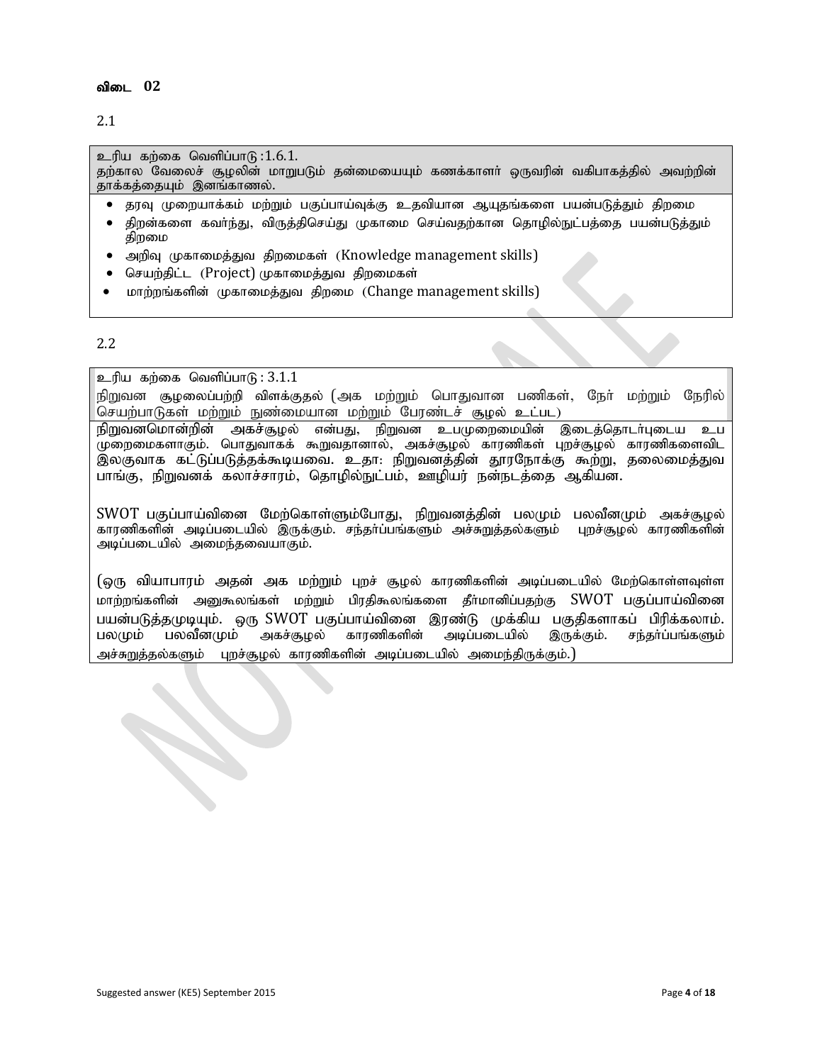**விடை 02**

2.1

உரிய கற்கை வெளிப்பாடு :1.6.1.
தற்கால வேலைச் சூழலின் மாறுபடும் தன்மையையும் கணக்காளர் ஒருவரின் வகிபாகத்தில் அவற்றின் தாக்கத்தையும் இனங்காணல்.

- தரவு முறையாக்கம் மற்றும் பகுப்பாய்வுக்கு உதவியான ஆயுதங்களை பயன்படுத்தும் திறமை
- திறன்களை கவர்ந்து, விருத்திசெய்து முகாமை செய்வதற்கான தொழில்நுட்பத்தை பயன்படுத்தும் திறமை
- அறிவு முகாமைத்துவ திறமைகள் (Knowledge management skills)
- செயற்திட்ட (Project) முகாமைத்துவ திறமைகள்
- மாற்றங்களின் முகாமைத்துவ திறமை (Change management skills)

2.2

உரிய கற்கை வெளிப்பாடு : 3.1.1
நிறுவன சூழலைப்பற்றி விளக்குதல் (அக மற்றும் பொதுவான பணிகள், நேர் மற்றும் நேரில் செயற்பாடுகள் மற்றும் நுண்மையான மற்றும் பேரண்டச் சூழல் உட்பட)

நிறுவனமொன்றின் அகச்சூழல் என்பது, நிறுவன உபமுறைமையின் இடைத்தொடர்புடைய உப முறைமைகளாகும். பொதுவாகக் கூறுவதானால், அகச்சூழல் காரணிகள் புறச்சூழல் காரணிகளைவிட இலகுவாக கட்டுப்படுத்தக்கூடியவை. உதா: நிறுவனத்தின் தூரநோக்கு கூற்று, தலைமைத்துவ பாங்கு, நிறுவனக் கலாச்சாரம், தொழில்நுட்பம், ஊழியர் நன்நடத்தை ஆகியன.

SWOT பகுப்பாய்வினை மேற்கொள்ளும்போது, நிறுவனத்தின் பலமும் பலவீனமும் அகச்சூழல் காரணிகளின் அடிப்படையில் இருக்கும். சந்தர்ப்பங்களும் அச்சுறுத்தல்களும் புறச்சூழல் காரணிகளின் அடிப்படையில் அமைந்தவையாகும்.

(ஒரு வியாபாரம் அதன் அக மற்றும் புறச் சூழல் காரணிகளின் அடிப்படையில் மேற்கொள்ளவுள்ள மாற்றங்களின் அனுகூலங்கள் மற்றும் பிரதிகூலங்களை தீர்மானிப்பதற்கு SWOT பகுப்பாய்வினை பயன்படுத்தமுடியும். ஒரு SWOT பகுப்பாய்வினை இரண்டு முக்கிய பகுதிகளாகப் பிரிக்கலாம். பலமும் பலவீனமும் அகச்சூழல் காரணிகளின் அடிப்படையில் இருக்கும். சந்தர்ப்பங்களும் அச்சுறுத்தல்களும் புறச்சூழல் காரணிகளின் அடிப்படையில் அமைந்திருக்கும்.)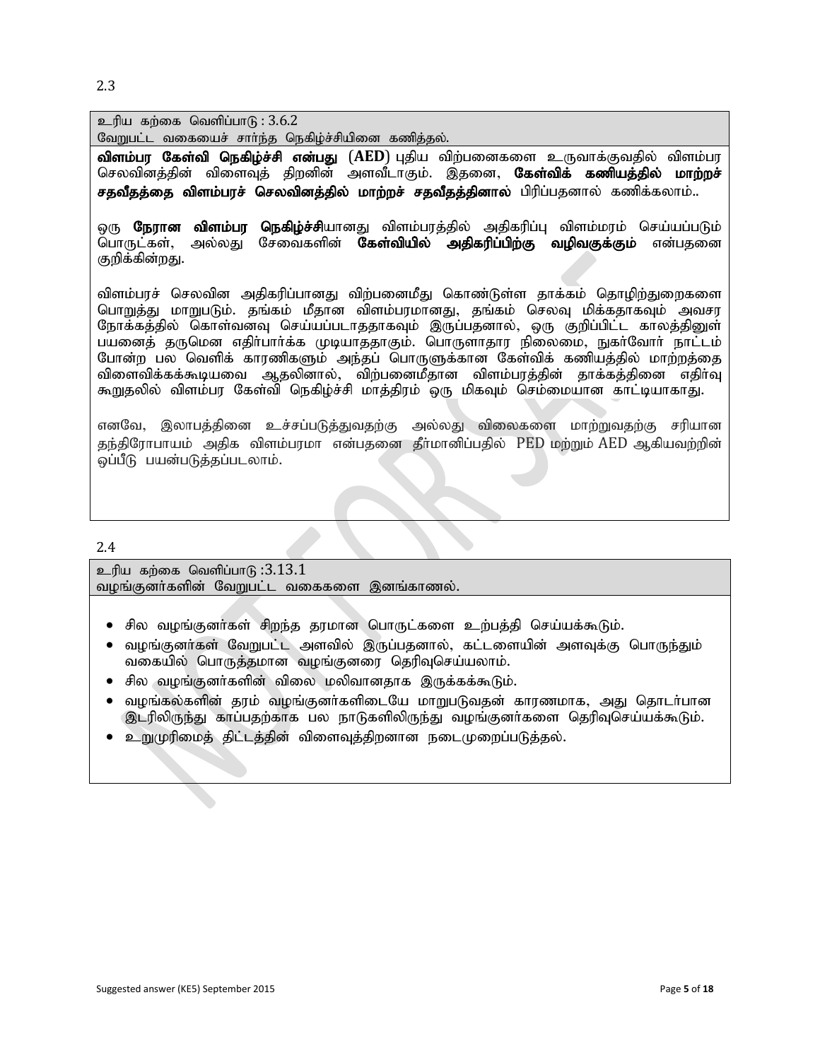2.3

உரிய கற்கை வெளிப்பாடு : 3.6.2
வேறுபட்ட வகையைச் சார்ந்த நெகிழ்ச்சியினை கணித்தல்.

**விளம்பர கேள்வி நெகிழ்ச்சி என்பது** (**AED**) புதிய விற்பனைகளை உருவாக்குவதில் விளம்பர செலவினத்தின் விளைவுத் திறனின் அளவீடாகும். இதனை, **கேள்விக் கணியத்தில் மாற்றச் சதவீதத்தை விளம்பரச் செலவினத்தில் மாற்றச் சதவீதத்தினால்** பிரிப்பதனால் கணிக்கலாம்..

ஒரு **நேரான விளம்பர நெகிழ்ச்சி**யானது விளம்பரத்தில் அதிகரிப்பு விளம்மரம் செய்யப்படும் பொருட்கள், அல்லது சேவைகளின் **கேள்வியில் அதிகரிப்பிற்கு வழிவகுக்கும்** என்பதனை குறிக்கின்றது.

விளம்பரச் செலவின அதிகரிப்பானது விற்பனைமீது கொண்டுள்ள தாக்கம் தொழிற்துறைகளை பொறுத்து மாறுபடும். தங்கம் மீதான விளம்பரமானது, தங்கம் செலவு மிக்கதாகவும் அவசர நோக்கத்தில் கொள்வனவு செய்யப்படாததாகவும் இருப்பதனால், ஒரு குறிப்பிட்ட காலத்தினுள் பயனைத் தருமென எதிர்பார்க்க முடியாததாகும். பொருளாதார நிலைமை, நுகர்வோர் நாட்டம் போன்ற பல வெளிக் காரணிகளும் அந்தப் பொருளுக்கான கேள்விக் கணியத்தில் மாற்றத்தை விளைவிக்கக்கூடியவை ஆதலினால், விற்பனைமீதான விளம்பரத்தின் தாக்கத்தினை எதிர்வு கூறுதலில் விளம்பர கேள்வி நெகிழ்ச்சி மாத்திரம் ஒரு மிகவும் செம்மையான காட்டியாகாது.

எனவே, இலாபத்தினை உச்சப்படுத்துவதற்கு அல்லது விலைகளை மாற்றுவதற்கு சரியான தந்திரோபாயம் அதிக விளம்பரமா என்பதனை தீர்மானிப்பதில் PED மற்றும் AED ஆகியவற்றின் ஒப்பீடு பயன்படுத்தப்படலாம்.

2.4

உரிய கற்கை வெளிப்பாடு :3.13.1
வழங்குனர்களின் வேறுபட்ட வகைகளை இனங்காணல்.

- சில வழங்குனர்கள் சிறந்த தரமான பொருட்களை உற்பத்தி செய்யக்கூடும்.
- வழங்குனர்கள் வேறுபட்ட அளவில் இருப்பதனால், கட்டளையின் அளவுக்கு பொருந்தும் வகையில் பொருத்தமான வழங்குனரை தெரிவுசெய்யலாம்.
- சில வழங்குனர்களின் விலை மலிவானதாக இருக்கக்கூடும்.
- வழங்கல்களின் தரம் வழங்குனர்களிடையே மாறுபடுவதன் காரணமாக, அது தொடர்பான இடரிலிருந்து காப்பதற்காக பல நாடுகளிலிருந்து வழங்குனர்களை தெரிவுசெய்யக்கூடும்.
- உறுமுரிமைத் திட்டத்தின் விளைவுத்திறனான நடைமுறைப்படுத்தல்.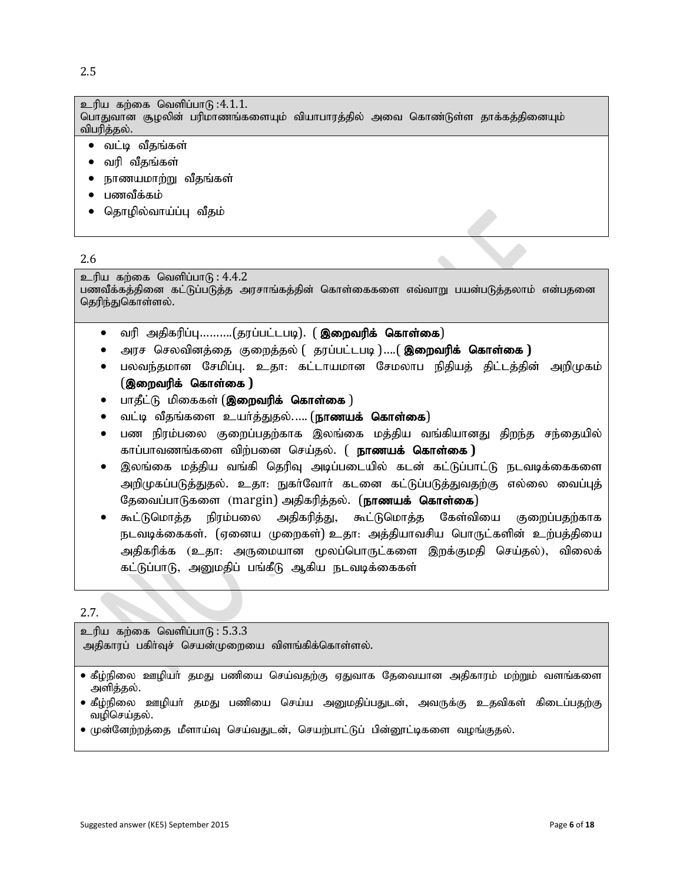2.5

உரிய கற்கை வெளிப்பாடு :4.1.1.
பொதுவான சூழலின் பரிமாணங்களையும் வியாபாரத்தில் அவை கொண்டுள்ள தாக்கத்தினையும் விபரித்தல்.

- வட்டி வீதங்கள்
- வரி வீதங்கள்
- நாணயமாற்று வீதங்கள்
- பணவீக்கம்
- தொழில்வாய்ப்பு வீதம்

2.6

உரிய கற்கை வெளிப்பாடு : 4.4.2
பணவீக்கத்தினை கட்டுப்படுத்த அரசாங்கத்தின் கொள்கைகளை எவ்வாறு பயன்படுத்தலாம் என்பதனை தெரிந்துகொள்ளல்.

- வரி அதிகரிப்பு..........(தரப்பட்டபடி). ( **இறைவரிக் கொள்கை**)
- அரச செலவினத்தை குறைத்தல் ( தரப்பட்டபடி )....( **இறைவரிக் கொள்கை )**
- பலவந்தமான சேமிப்பு. உதா: கட்டாயமான சேமலாப நிதியத் திட்டத்தின் அறிமுகம் (**இறைவரிக் கொள்கை )**
- பாதீட்டு மிகைகள் (**இறைவரிக் கொள்கை** )
- வட்டி வீதங்களை உயர்த்துதல்..... (**நாணயக் கொள்கை**)
- பண நிரம்பலை குறைப்பதற்காக இலங்கை மத்திய வங்கியானது திறந்த சந்தையில் காப்பாவணங்களை விற்பனை செய்தல். ( **நாணயக் கொள்கை )**
- இலங்கை மத்திய வங்கி தெரிவு அடிப்படையில் கடன் கட்டுப்பாட்டு நடவடிக்கைகளை அறிமுகப்படுத்துதல். உதா: நுகர்வோர் கடனை கட்டுப்படுத்துவதற்கு எல்லை வைப்புத் தேவைப்பாடுகளை (margin) அதிகரித்தல். (**நாணயக் கொள்கை**)
- கூட்டுமொத்த நிரம்பலை அதிகரித்து, கூட்டுமொத்த கேள்வியை குறைப்பதற்காக நடவடிக்கைகள். (ஏனைய முறைகள்) உதா: அத்தியாவசிய பொருட்களின் உற்பத்தியை அதிகரிக்க (உதா: அருமையான மூலப்பொருட்களை இறக்குமதி செய்தல்), விலைக் கட்டுப்பாடு, அனுமதிப் பங்கீடு ஆகிய நடவடிக்கைகள்

2.7.

உரிய கற்கை வெளிப்பாடு : 5.3.3
அதிகாரப் பகிர்வுச் செயன்முறையை விளங்கிக்கொள்ளல்.

- கீழ்நிலை ஊழியர் தமது பணியை செய்வதற்கு ஏதுவாக தேவையான அதிகாரம் மற்றும் வளங்களை அளித்தல்.
- கீழ்நிலை ஊழியர் தமது பணியை செய்ய அனுமதிப்பதுடன், அவருக்கு உதவிகள் கிடைப்பதற்கு வழிசெய்தல்.
- முன்னேற்றத்தை மீளாய்வு செய்வதுடன், செயற்பாட்டுப் பின்னூட்டிகளை வழங்குதல்.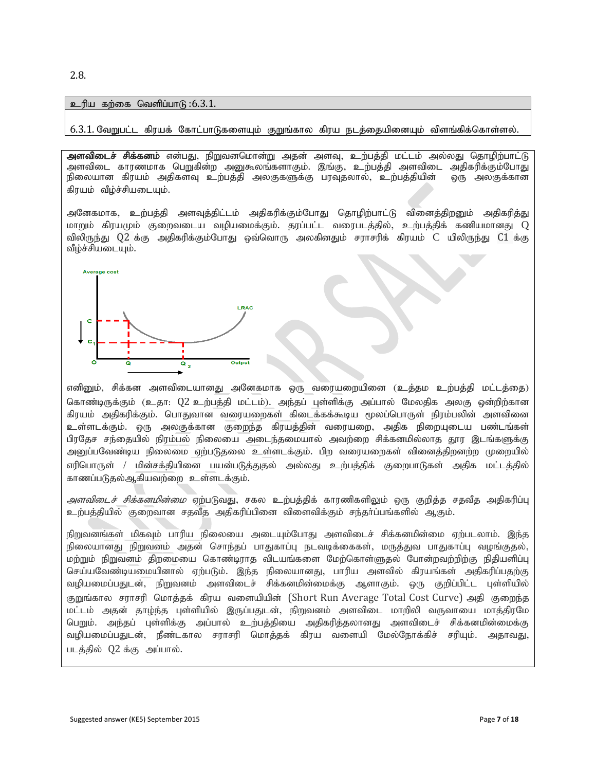2.8.

உரிய கற்கை வெளிப்பாடு :6.3.1.

6.3.1. வேறுபட்ட கிரயக் கோட்பாடுகளையும் குறுங்கால கிரய நடத்தையினையும் விளங்கிக்கொள்ளல்.

**அளவிடைச் சிக்கனம்** என்பது, நிறுவனமொன்று அதன் அளவு, உற்பத்தி மட்டம் அல்லது தொழிற்பாட்டு அளவிடை காரணமாக பெறுகின்ற அனுகூலங்களாகும். இங்கு, உற்பத்தி அளவிடை அதிகரிக்கும்போது நிலையான கிரயம் அதிகளவு உற்பத்தி அலகுகளுக்கு பரவுதலால், உற்பத்தியின் ஒரு அலகுக்கான கிரயம் வீழ்ச்சியடையும்.

அனேகமாக, உற்பத்தி அளவுத்திட்டம் அதிகரிக்கும்போது தொழிற்பாட்டு வினைத்திறனும் அதிகரித்து மாறும் கிரயமும் குறைவடைய வழியமைக்கும். தரப்பட்ட வரைபடத்தில், உற்பத்திக் கணியமானது Q விலிருந்து Q2 க்கு அதிகரிக்கும்போது ஒவ்வொரு அலகினதும் சராசரிக் கிரயம் C யிலிருந்து C1 க்கு வீழ்ச்சியடையும்.

எனினும், சிக்கன அளவிடையானது அனேகமாக ஒரு வரையறையினை (உத்தம உற்பத்தி மட்டத்தை) கொண்டிருக்கும் (உதா: Q2 உற்பத்தி மட்டம்). அந்தப் புள்ளிக்கு அப்பால் மேலதிக அலகு ஒன்றிற்கான கிரயம் அதிகரிக்கும். பொதுவான வரையறைகள் கிடைக்கக்கூடிய மூலப்பொருள் நிரம்பலின் அளவினை உள்ளடக்கும். ஒரு அலகுக்கான குறைந்த கிரயத்தின் வரையறை, அதிக நிறையுடைய பண்டங்கள் பிரதேச சந்தையில் நிரம்பல் நிலையை அடைந்தமையால் அவற்றை சிக்கனமில்லாத தூர இடங்களுக்கு அனுப்பவேண்டிய நிலைமை ஏற்படுதலை உள்ளடக்கும். பிற வரையறைகள் வினைத்திறனற்ற முறையில் எரிபொருள் / மின்சக்தியினை பயன்படுத்துதல் அல்லது உற்பத்திக் குறைபாடுகள் அதிக மட்டத்தில் காணப்படுதல்ஆகியவற்றை உள்ளடக்கும்.

*அளவிடைச் சிக்கனமின்மை* ஏற்புடுவது, சகல உற்பத்திக் காரணிகளிலும் ஒரு குறித்த சதவீத அதிகரிப்பு உற்பத்தியில் குறைவான சதவீத அதிகரிப்பினை விளைவிக்கும் சந்தர்ப்பங்களில் ஆகும்.

நிறுவனங்கள் மிகவும் பாரிய நிலையை அடையும்போது அளவிடைச் சிக்கனமின்மை ஏற்படலாம். இந்த நிலையானது நிறுவனம் அதன் சொந்தப் பாதுகாப்பு நடவடிக்கைகள், மருத்துவ பாதுகாப்பு வழங்குதல், மற்றும் நிறுவனம் திறமையை கொண்டிராத விடயங்களை மேற்கொள்ளுதல் போன்றவற்றிற்கு நிதியளிப்பு செய்யவேண்டியமையினால் ஏற்படும். இந்த நிலையானது, பாரிய அளவில் கிரயங்கள் அதிகரிப்பதற்கு வழியமைப்பதுடன், நிறுவனம் அளவிடைச் சிக்கனமின்மைக்கு ஆளாகும். ஒரு குறிப்பிட்ட புள்ளியில் குறுங்கால சராசரி மொத்தக் கிரய வளையியின் (Short Run Average Total Cost Curve) அதி குறைந்த மட்டம் அதன் தாழ்ந்த புள்ளியில் இருப்பதுடன், நிறுவனம் அளவிடை மாறிலி வருவாயை மாத்திரமே பெறும். அந்தப் புள்ளிக்கு அப்பால் உற்பத்தியை அதிகரித்தலானது அளவிடைச் சிக்கனமின்மைக்கு வழியமைப்பதுடன், நீண்டகால சராசரி மொத்தக் கிரய வளையி மேல்நோக்கிச் சரியும். அதாவது, படத்தில் Q2 க்கு அப்பால்.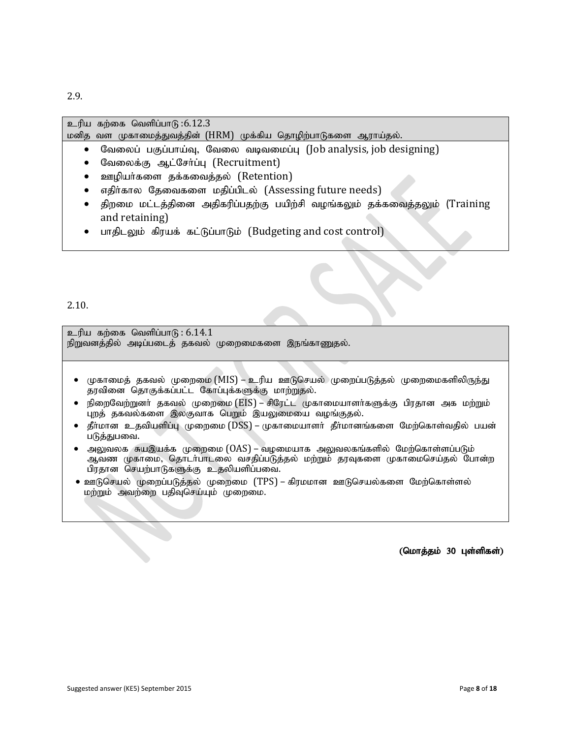2.9.

| உரிய கற்கை வெளிப்பாடு :6.12.3<br>மனித வள முகாமைத்துவத்தின் (HRM) முக்கிய தொழிற்பாடுகளை ஆராய்தல். |
|---|
| • வேலைப் பகுப்பாய்வு, வேலை வடிவமைப்பு (Job analysis, job designing)<br>• வேலைக்கு ஆட்சேர்ப்பு (Recruitment)<br>• ஊழியர்களை தக்கவைத்தல் (Retention)<br>• எதிர்கால தேவைகளை மதிப்பிடல் (Assessing future needs)<br>• திறமை மட்டத்தினை அதிகரிப்பதற்கு பயிற்சி வழங்கலும் தக்கவைத்தலும் (Training and retaining)<br>• பாதிடலும் கிரயக் கட்டுப்பாடும் (Budgeting and cost control) |

2.10.

| உரிய கற்கை வெளிப்பாடு : 6.14.1<br>நிறுவனத்தில் அடிப்படைத் தகவல் முறைமைகளை இநங்காணுதல். |
|---|
| • முகாமைத் தகவல் முறைமை (MIS) – உரிய ஊடுசெயல் முறைப்படுத்தல் முறைமைகளிலிருந்து தரவினை தொகுக்கப்பட்ட கோப்புக்களுக்கு மாற்றுதல்.<br>• நிறைவேற்றுனர் தகவல் முறைமை (EIS) – சிரேட்ட முகாமையாளர்களுக்கு பிரதான அக மற்றும் புறத் தகவல்களை இலகுவாக பெறும் இயலுமையை வழங்குதல்.<br>• தீர்மான உதவியளிப்பு முறைமை (DSS) – முகாமையாளர் தீர்மானங்களை மேற்கொள்வதில் பயன் படுத்துபவை.<br>• அலுவலக சுயஇயக்க முறைமை (OAS) – வழமையாக அலுவலகங்களில் மேற்கொள்ளப்படும் ஆவண முகாமை, தொடர்பாடலை வசதிப்படுத்தல் மற்றும் தரவுகளை முகாமைசெய்தல் போன்ற பிரதான செயற்பாடுகளுக்கு உதவியளிப்பவை.<br>• ஊடுசெயல் முறைப்படுத்தல் முறைமை (TPS) – கிரமமான ஊடுசெயல்களை மேற்கொள்ளல் மற்றும் அவற்றை பதிவுசெய்யும் முறைமை. |

**(மொத்தம் 30 புள்ளிகள்)**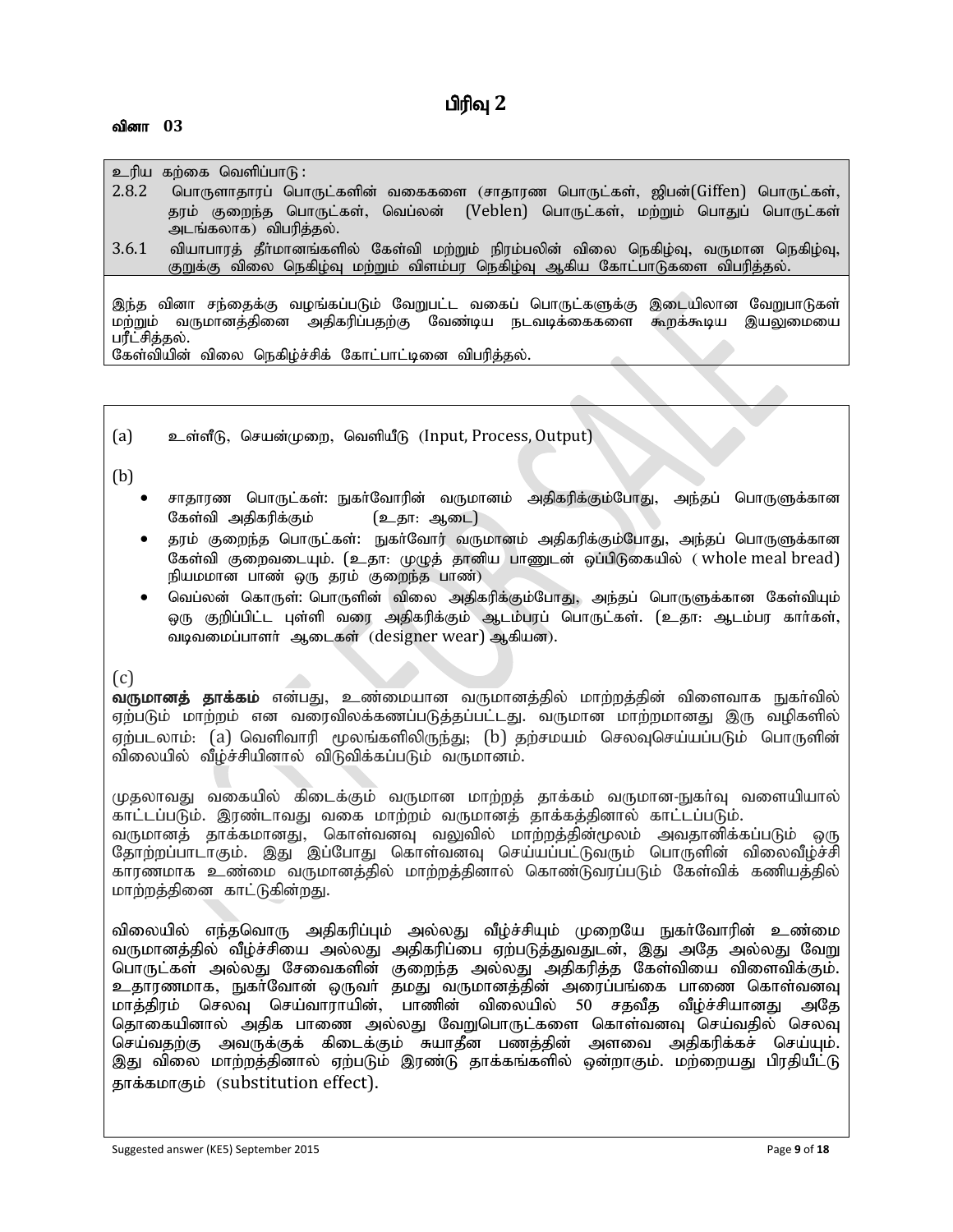# பிரிவு 2

**வினா 03**

உரிய கற்கை வெளிப்பாடு :

2.8.2 பொருளாதாரப் பொருட்களின் வகைகளை (சாதாரண பொருட்கள், ஜிபன்(Giffen) பொருட்கள், தரம் குறைந்த பொருட்கள், வெப்லன் (Veblen) பொருட்கள், மற்றும் பொதுப் பொருட்கள் அடங்கலாக) விபரித்தல்.

3.6.1 வியாபாரத் தீர்மானங்களில் கேள்வி மற்றும் நிரம்பலின் விலை நெகிழ்வு, வருமான நெகிழ்வு, குறுக்கு விலை நெகிழ்வு மற்றும் விளம்பர நெகிழ்வு ஆகிய கோட்பாடுகளை விபரித்தல்.

இந்த வினா சந்தைக்கு வழங்கப்படும் வேறுபட்ட வகைப் பொருட்களுக்கு இடையிலான வேறுபாடுகள் மற்றும் வருமானத்தினை அதிகரிப்பதற்கு வேண்டிய நடவடிக்கைகளை கூறக்கூடிய இயலுமையை பரீட்சித்தல்.

கேள்வியின் விலை நெகிழ்ச்சிக் கோட்பாட்டினை விபரித்தல்.

(a) உள்ளீடு, செயன்முறை, வெளியீடு (Input, Process, Output)

(b)

- சாதாரண பொருட்கள்: நுகர்வோரின் வருமானம் அதிகரிக்கும்போது, அந்தப் பொருளுக்கான கேள்வி அதிகரிக்கும் (உதா: ஆடை)
- தரம் குறைந்த பொருட்கள்: நுகர்வோர் வருமானம் அதிகரிக்கும்போது, அந்தப் பொருளுக்கான கேள்வி குறைவடையும். (உதா: முழுத் தானிய பாணுடன் ஒப்பிடுகையில் ( whole meal bread) நியமமான பாண் ஒரு தரம் குறைந்த பாண்)
- வெப்லன் கொருள்: பொருளின் விலை அதிகரிக்கும்போது, அந்தப் பொருளுக்கான கேள்வியும் ஒரு குறிப்பிட்ட புள்ளி வரை அதிகரிக்கும் ஆடம்பரப் பொருட்கள். (உதா: ஆடம்பர கார்கள், வடிவமைப்பாளர் ஆடைகள் (designer wear) ஆகியன).

(c)

**வருமானத் தாக்கம்** என்பது, உண்மையான வருமானத்தில் மாற்றத்தின் விளைவாக நுகர்வில் ஏற்படும் மாற்றம் என வரைவிலக்கணப்படுத்தப்பட்டது. வருமான மாற்றமானது இரு வழிகளில் ஏற்படலாம்: (a) வெளிவாரி மூலங்களிலிருந்து; (b) தற்சமயம் செலவுசெய்யப்படும் பொருளின் விலையில் வீழ்ச்சியினால் விடுவிக்கப்படும் வருமானம்.

முதலாவது வகையில் கிடைக்கும் வருமான மாற்றத் தாக்கம் வருமான-நுகர்வு வளையியால் காட்டப்படும். இரண்டாவது வகை மாற்றம் வருமானத் தாக்கத்தினால் காட்டப்படும்.

வருமானத் தாக்கமானது, கொள்வனவு வலுவில் மாற்றத்தின்மூலம் அவதானிக்கப்படும் ஒரு தோற்றப்பாடாகும். இது இப்போது கொள்வனவு செய்யப்பட்டுவரும் பொருளின் விலைவீழ்ச்சி காரணமாக உண்மை வருமானத்தில் மாற்றத்தினால் கொண்டுவரப்படும் கேள்விக் கணியத்தில் மாற்றத்தினை காட்டுகின்றது.

விலையில் எந்தவொரு அதிகரிப்பும் அல்லது வீழ்ச்சியும் முறையே நுகர்வோரின் உண்மை வருமானத்தில் வீழ்ச்சியை அல்லது அதிகரிப்பை ஏற்படுத்துவதுடன், இது அதே அல்லது வேறு பொருட்கள் அல்லது சேவைகளின் குறைந்த அல்லது அதிகரித்த கேள்வியை விளைவிக்கும். உதாரணமாக, நுகர்வோன் ஒருவர் தமது வருமானத்தின் அரைப்பங்கை பாணை கொள்வனவு மாத்திரம் செலவு செய்வாராயின், பாணின் விலையில் 50 சதவீத வீழ்ச்சியானது அதே தொகையினால் அதிக பாணை அல்லது வேறுபொருட்களை கொள்வனவு செய்வதில் செலவு செய்வதற்கு அவருக்குக் கிடைக்கும் சுயாதீன பணத்தின் அளவை அதிகரிக்கச் செய்யும். இது விலை மாற்றத்தினால் ஏற்படும் இரண்டு தாக்கங்களில் ஒன்றாகும். மற்றையது பிரதியீட்டு தாக்கமாகும் (substitution effect).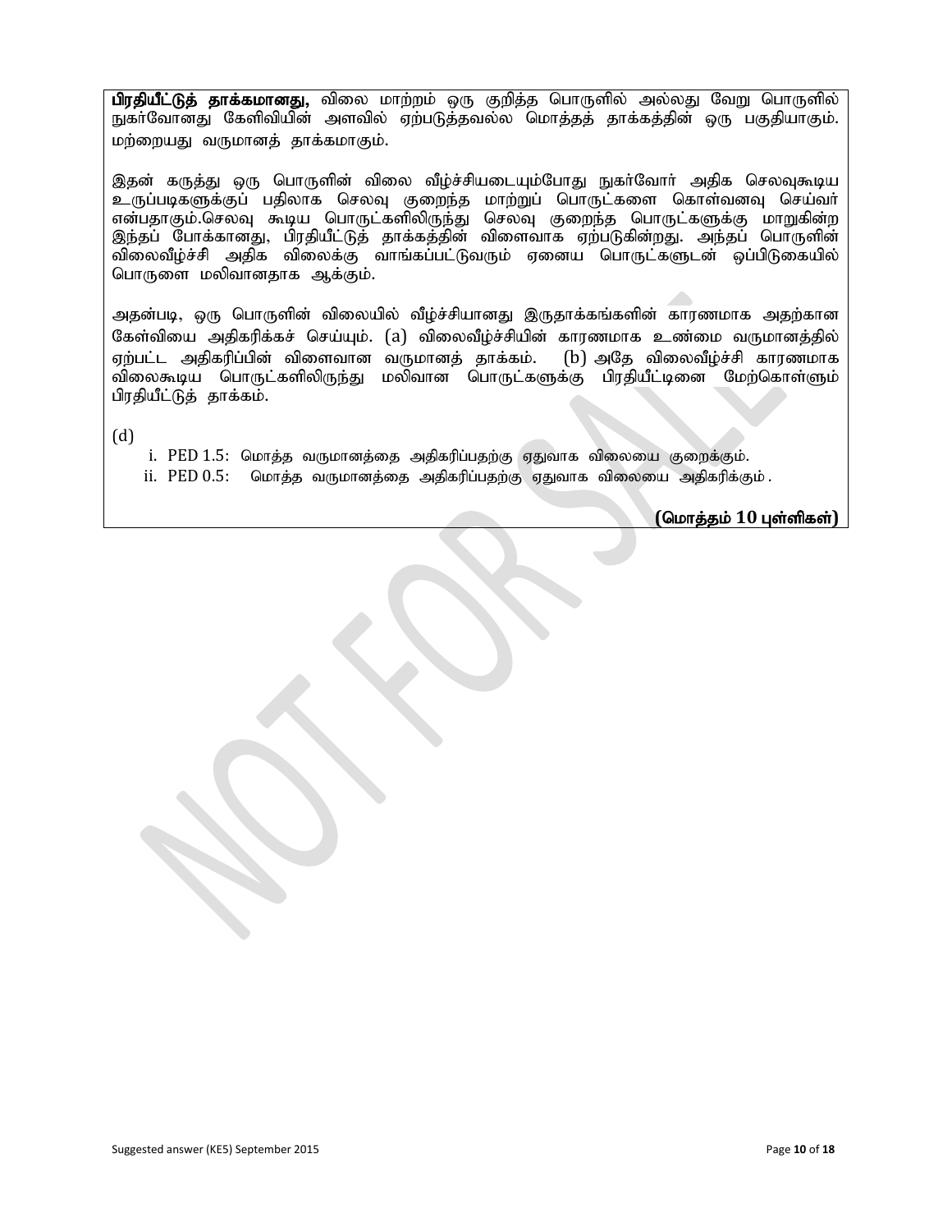**பிரதியீட்டுத் தாக்கமானது,** விலை மாற்றம் ஒரு குறித்த பொருளில் அல்லது வேறு பொருளில் நுகர்வோனது கேளிவியின் அளவில் ஏற்படுத்தவல்ல மொத்தத் தாக்கத்தின் ஒரு பகுதியாகும். மற்றையது வருமானத் தாக்கமாகும்.

இதன் கருத்து ஒரு பொருளின் விலை வீழ்ச்சியடையும்போது நுகர்வோர் அதிக செலவுகூடிய உருப்படிகளுக்குப் பதிலாக செலவு குறைந்த மாற்றுப் பொருட்களை கொள்வனவு செய்வர் என்பதாகும்.செலவு கூடிய பொருட்களிலிருந்து செலவு குறைந்த பொருட்களுக்கு மாறுகின்ற இந்தப் போக்கானது, பிரதியீட்டுத் தாக்கத்தின் விளைவாக ஏற்படுகின்றது. அந்தப் பொருளின் விலைவீழ்ச்சி அதிக விலைக்கு வாங்கப்பட்டுவரும் ஏனைய பொருட்களுடன் ஒப்பிடுகையில் பொருளை மலிவானதாக ஆக்கும்.

அதன்படி, ஒரு பொருளின் விலையில் வீழ்ச்சியானது இருதாக்கங்களின் காரணமாக அதற்கான கேள்வியை அதிகரிக்கச் செய்யும். (a) விலைவீழ்ச்சியின் காரணமாக உண்மை வருமானத்தில் ஏற்பட்ட அதிகரிப்பின் விளைவான வருமானத் தாக்கம். (b) அதே விலைவீழ்ச்சி காரணமாக விலைகூடிய பொருட்களிலிருந்து மலிவான பொருட்களுக்கு பிரதியீட்டினை மேற்கொள்ளும் பிரதியீட்டுத் தாக்கம்.

(d)

i. PED 1.5: மொத்த வருமானத்தை அதிகரிப்பதற்கு ஏதுவாக விலையை குறைக்கும்.
ii. PED 0.5: மொத்த வருமானத்தை அதிகரிப்பதற்கு ஏதுவாக விலையை அதிகரிக்கும்.

**(மொத்தம் 10 புள்ளிகள்)**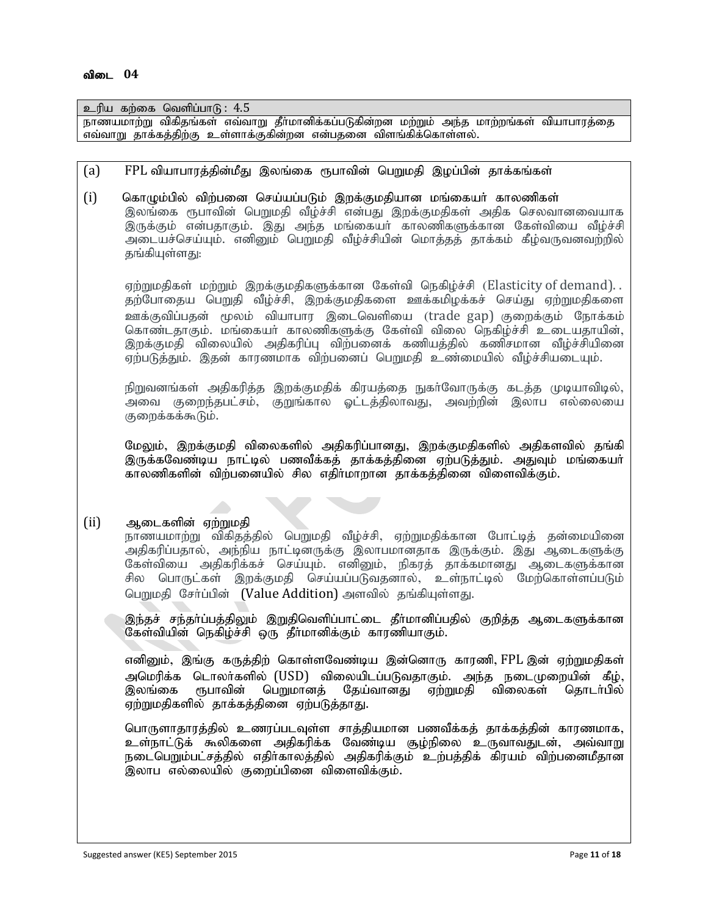**விடை 04**

| உரிய கற்கை வெளிப்பாடு : 4.5 |
|---|
| நாணயமாற்று விகிதங்கள் எவ்வாறு தீர்மானிக்கப்படுகின்றன மற்றும் அந்த மாற்றங்கள் வியாபாரத்தை எவ்வாறு தாக்கத்திற்கு உள்ளாக்குகின்றன என்பதனை விளங்கிக்கொள்ளல். |

(a) FPL வியாபாரத்தின்மீது இலங்கை ரூபாவின் பெறுமதி இழப்பின் தாக்கங்கள்

(i) கொழும்பில் விற்பனை செய்யப்படும் இறக்குமதியான மங்கையர் காலணிகள்

இலங்கை ரூபாவின் பெறுமதி வீழ்ச்சி என்பது இறக்குமதிகள் அதிக செலவானவையாக இருக்கும் என்பதாகும். இது அந்த மங்கையர் காலணிகளுக்கான கேள்வியை வீழ்ச்சி அடையச்செய்யும். எனினும் பெறுமதி வீழ்ச்சியின் மொத்தத் தாக்கம் கீழ்வருவனவற்றில் தங்கியுள்ளது:

ஏற்றுமதிகள் மற்றும் இறக்குமதிகளுக்கான கேள்வி நெகிழ்ச்சி (Elasticity of demand). . தற்போதைய பெறுதி வீழ்ச்சி, இறக்குமதிகளை ஊக்கமிழக்கச் செய்து ஏற்றுமதிகளை ஊக்குவிப்பதன் மூலம் வியாபார இடைவெளியை (trade gap) குறைக்கும் நோக்கம் கொண்டதாகும். மங்கையர் காலணிகளுக்கு கேள்வி நெகிழ்ச்சி உடையதாயின், இறக்குமதி விலையில் அதிகரிப்பு விற்பனைக் கணியத்தில் கணிசமான வீழ்ச்சியினை ஏற்படுத்தும். இதன் காரணமாக விற்பனைப் பெறுமதி உண்மையில் வீழ்ச்சியடையும்.

நிறுவனங்கள் அதிகரித்த இறக்குமதிக் கிரயத்தை நுகர்வோருக்கு கடத்த முடியாவிடில், அவை குறைந்தபட்சம், குறுங்கால ஓட்டத்திலாவது, அவற்றின் இலாப எல்லையை குறைக்கக்கூடும்.

மேலும், இறக்குமதி விலைகளில் அதிகரிப்பானது, இறக்குமதிகளில் அதிகளவில் தங்கி இருக்கவேண்டிய நாட்டில் பணவீக்கத் தாக்கத்தினை ஏற்படுத்தும். அதுவும் மங்கையர் காலணிகளின் விற்பனையில் சில எதிர்மாறான தாக்கத்தினை விளைவிக்கும்.

(ii) ஆடைகளின் ஏற்றுமதி

நாணயமாற்று விகிதத்தில் பெறுமதி வீழ்ச்சி, ஏற்றுமதிக்கான போட்டித் தன்மையினை அதிகரிப்பதால், அந்நிய நாட்டினருக்கு இலாபமானதாக இருக்கும். இது ஆடைகளுக்கு கேள்வியை அதிகரிக்கச் செய்யும். எனினும், நிகரத் தாக்கமானது ஆடைகளுக்கான சில பொருட்கள் இறக்குமதி செய்யப்படுவதனால், உள்நாட்டில் மேற்கொள்ளப்படும் பெறுமதி சேர்ப்பின் (Value Addition) அளவில் தங்கியுள்ளது.

இந்தச் சந்தர்ப்பத்திலும் இறுதிவெளிப்பாட்டை தீர்மானிப்பதில் குறித்த ஆடைகளுக்கான கேள்வியின் நெகிழ்ச்சி ஒரு தீர்மானிக்கும் காரணியாகும்.

எனினும், இங்கு கருத்திற் கொள்ளவேண்டிய இன்னொரு காரணி, FPL இன் ஏற்றுமதிகள் அமெரிக்க டொலர்களில் (USD) விலையிடப்படுவதாகும். அந்த நடைமுறையின் கீழ், இலங்கை ரூபாவின் பெறுமானத் தேய்வானது ஏற்றுமதி விலைகள் தொடர்பில் ஏற்றுமதிகளில் தாக்கத்தினை ஏற்படுத்தாது.

பொருளாதாரத்தில் உணரப்படவுள்ள சாத்தியமான பணவீக்கத் தாக்கத்தின் காரணமாக, உள்நாட்டுக் கூலிகளை அதிகரிக்க வேண்டிய சூழ்நிலை உருவாவதுடன், அவ்வாறு நடைபெறும்பட்சத்தில் எதிர்காலத்தில் அதிகரிக்கும் உற்பத்திக் கிரயம் விற்பனைமீதான இலாப எல்லையில் குறைப்பினை விளைவிக்கும்.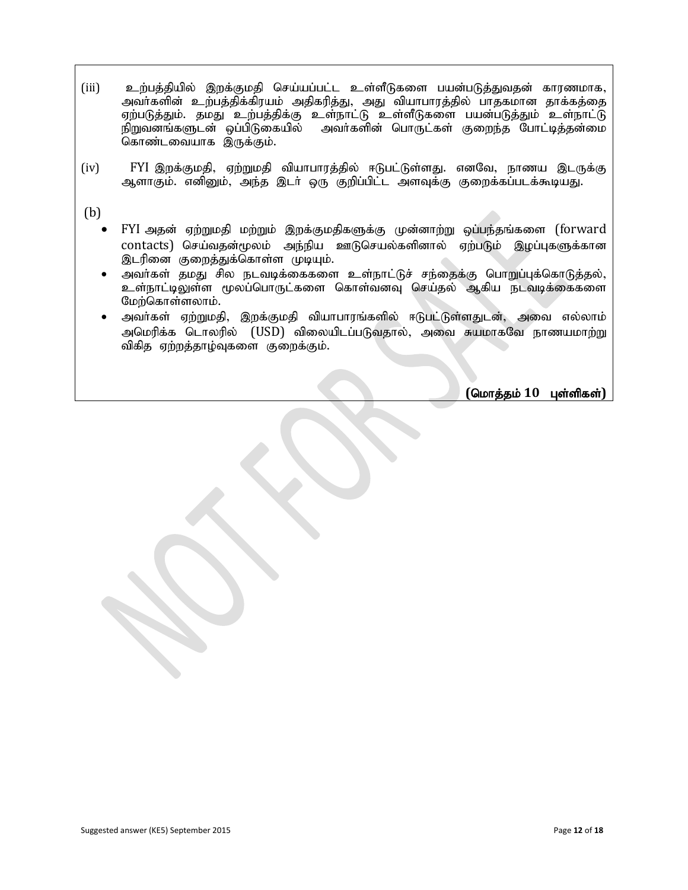(iii) உற்பத்தியில் இறக்குமதி செய்யப்பட்ட உள்ளீடுகளை பயன்படுத்துவதன் காரணமாக, அவர்களின் உற்பத்திக்கிரயம் அதிகரித்து, அது வியாபாரத்தில் பாதகமான தாக்கத்தை ஏற்படுத்தும். தமது உற்பத்திக்கு உள்நாட்டு உள்ளீடுகளை பயன்படுத்தும் உள்நாட்டு நிறுவனங்களுடன் ஒப்பிடுகையில் அவர்களின் பொருட்கள் குறைந்த போட்டித்தன்மை கொண்டவையாக இருக்கும்.

(iv) FYI இறக்குமதி, ஏற்றுமதி வியாபாரத்தில் ஈடுபட்டுள்ளது. எனவே, நாணய இடருக்கு ஆளாகும். எனினும், அந்த இடர் ஒரு குறிப்பிட்ட அளவுக்கு குறைக்கப்படக்கூடியது.

(b)

- FYI அதன் ஏற்றுமதி மற்றும் இறக்குமதிகளுக்கு முன்னாற்று ஒப்பந்தங்களை (forward contacts) செய்வதன்மூலம் அந்நிய ஊடுசெயல்களினால் ஏற்படும் இழப்புகளுக்கான இடரினை குறைத்துக்கொள்ள முடியும்.
- அவர்கள் தமது சில நடவடிக்கைகளை உள்நாட்டுச் சந்தைக்கு பொறுப்புக்கொடுத்தல், உள்நாட்டிலுள்ள மூலப்பொருட்களை கொள்வனவு செய்தல் ஆகிய நடவடிக்கைகளை மேற்கொள்ளலாம்.
- அவர்கள் ஏற்றுமதி, இறக்குமதி வியாபாரங்களில் ஈடுபட்டுள்ளதுடன், அவை எல்லாம் அமெரிக்க டொலரில் (USD) விலையிடப்படுவதால், அவை சுயமாகவே நாணயமாற்று விகித ஏற்றத்தாழ்வுகளை குறைக்கும்.

**(மொத்தம் 10 புள்ளிகள்)**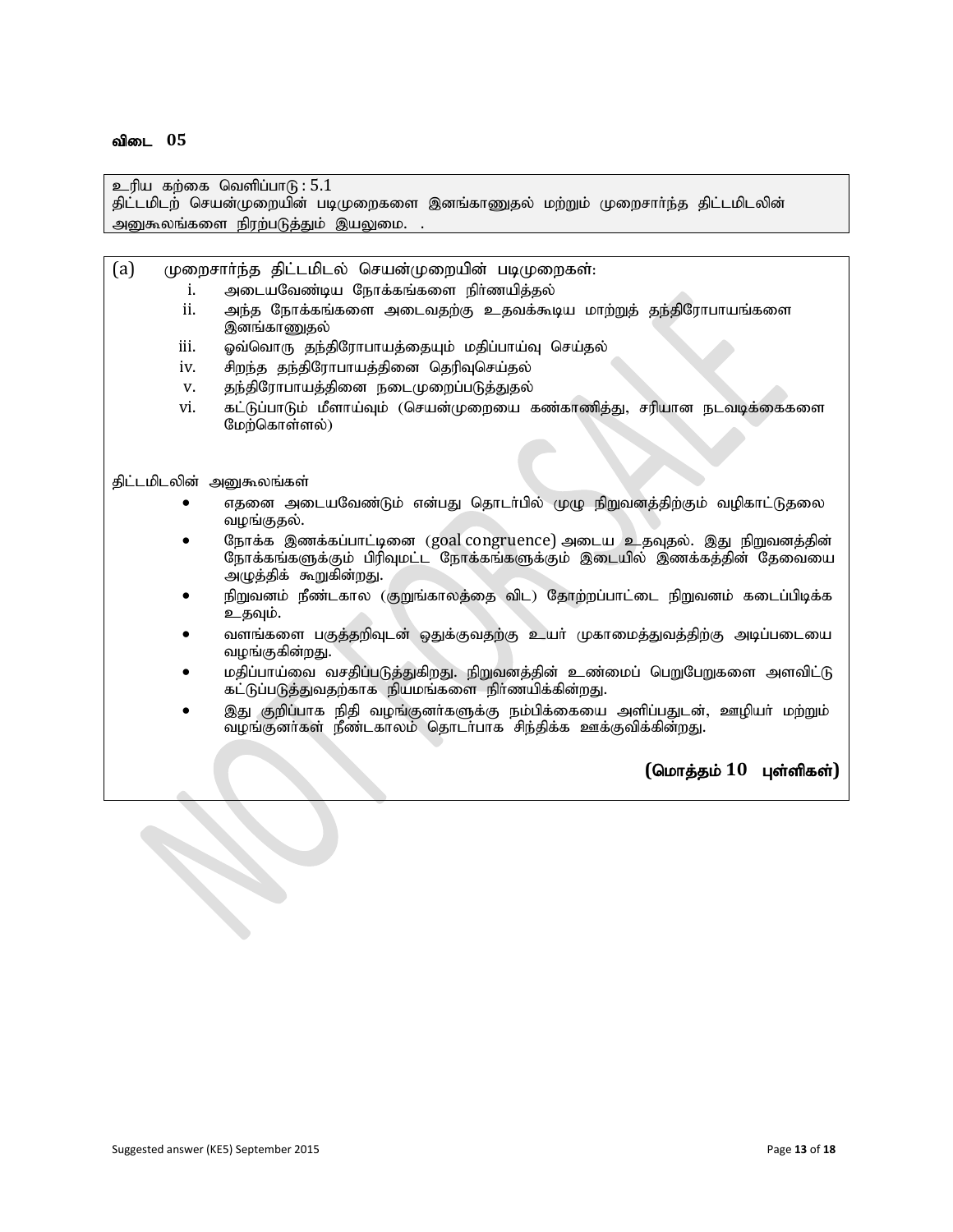**விடை 05**

உரிய கற்கை வெளிப்பாடு : 5.1
திட்டமிடற் செயன்முறையின் படிமுறைகளை இனங்காணுதல் மற்றும் முறைசார்ந்த திட்டமிடலின் அனுகூலங்களை நிரற்படுத்தும் இயலுமை. .

(a) முறைசார்ந்த திட்டமிடல் செயன்முறையின் படிமுறைகள்:

i. அடையவேண்டிய நோக்கங்களை நிர்ணயித்தல்
ii. அந்த நோக்கங்களை அடைவதற்கு உதவக்கூடிய மாற்றுத் தந்திரோபாயங்களை இனங்காணுதல்
iii. ஓவ்வொரு தந்திரோபாயத்தையும் மதிப்பாய்வு செய்தல்
iv. சிறந்த தந்திரோபாயத்தினை தெரிவுசெய்தல்
v. தந்திரோபாயத்தினை நடைமுறைப்படுத்துதல்
vi. கட்டுப்பாடும் மீளாய்வும் (செயன்முறையை கண்காணித்து, சரியான நடவடிக்கைகளை மேற்கொள்ளல்)

திட்டமிடலின் அனுகூலங்கள்

- எதனை அடையவேண்டும் என்பது தொடர்பில் முழு நிறுவனத்திற்கும் வழிகாட்டுதலை வழங்குதல்.
- நோக்க இணக்கப்பாட்டினை (goal congruence) அடைய உதவுதல். இது நிறுவனத்தின் நோக்கங்களுக்கும் பிரிவுமட்ட நோக்கங்களுக்கும் இடையில் இணக்கத்தின் தேவையை அழுத்திக் கூறுகின்றது.
- நிறுவனம் நீண்டகால (குறுங்காலத்தை விட) தோற்றப்பாட்டை நிறுவனம் கடைப்பிடிக்க உதவும்.
- வளங்களை பகுத்தறிவுடன் ஒதுக்குவதற்கு உயர் முகாமைத்துவத்திற்கு அடிப்படையை வழங்குகின்றது.
- மதிப்பாய்வை வசதிப்படுத்துகிறது. நிறுவனத்தின் உண்மைப் பெறுபேறுகளை அளவிட்டு கட்டுப்படுத்துவதற்காக நியமங்களை நிர்ணயிக்கின்றது.
- இது குறிப்பாக நிதி வழங்குனர்களுக்கு நம்பிக்கையை அளிப்பதுடன், ஊழியர் மற்றும் வழங்குனர்கள் நீண்டகாலம் தொடர்பாக சிந்திக்க ஊக்குவிக்கின்றது.

**(மொத்தம் 10 புள்ளிகள்)**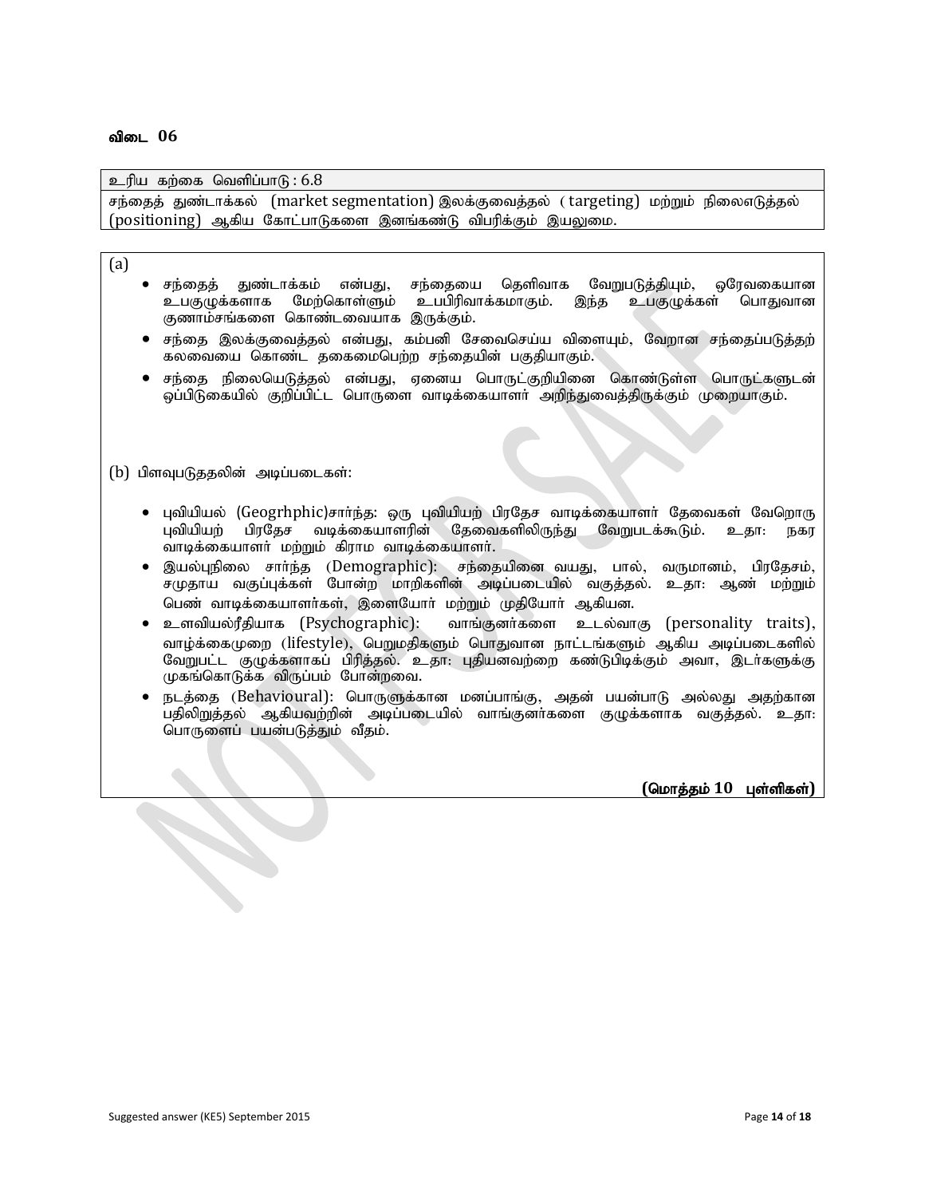**விடை 06**

| உரிய கற்கை வெளிப்பாடு : 6.8 |
| --- |
| சந்தைத் துண்டாக்கல் (market segmentation) இலக்குவைத்தல் ( targeting) மற்றும் நிலைஎடுத்தல் (positioning) ஆகிய கோட்பாடுகளை இனங்கண்டு விபரிக்கும் இயலுமை. |

(a)

- சந்தைத் துண்டாக்கம் என்பது, சந்தையை தெளிவாக வேறுபடுத்தியும், ஒரேவகையான உபகுழுக்களாக மேற்கொள்ளும் உபபிரிவாக்கமாகும். இந்த உபகுழுக்கள் பொதுவான குணாம்சங்களை கொண்டவையாக இருக்கும்.
- சந்தை இலக்குவைத்தல் என்பது, கம்பனி சேவைசெய்ய விளையும், வேறான சந்தைப்படுத்தற் கலவையை கொண்ட தகைமைபெற்ற சந்தையின் பகுதியாகும்.
- சந்தை நிலையெடுத்தல் என்பது, ஏனைய பொருட்குறியினை கொண்டுள்ள பொருட்களுடன் ஒப்பிடுகையில் குறிப்பிட்ட பொருளை வாடிக்கையாளர் அறிந்துவைத்திருக்கும் முறையாகும்.

(b) பிளவுபடுததலின் அடிப்படைகள்:

- புவியியல் (Geogrhphic)சார்ந்த: ஒரு புவியியற் பிரதேச வாடிக்கையாளர் தேவைகள் வேறொரு புவியியற் பிரதேச வடிக்கையாளரின் தேவைகளிலிருந்து வேறுபடக்கூடும். உதா: நகர வாடிக்கையாளர் மற்றும் கிராம வாடிக்கையாளர்.
- இயல்புநிலை சார்ந்த (Demographic): சந்தையினை வயது, பால், வருமானம், பிரதேசம், சமுதாய வகுப்புக்கள் போன்ற மாறிகளின் அடிப்படையில் வகுத்தல். உதா: ஆண் மற்றும் பெண் வாடிக்கையாளர்கள், இளையோர் மற்றும் முதியோர் ஆகியன.
- உளவியல்ரீதியாக (Psychographic): வாங்குனர்களை உடல்வாகு (personality traits), வாழ்க்கைமுறை (lifestyle), பெறுமதிகளும் பொதுவான நாட்டங்களும் ஆகிய அடிப்படைகளில் வேறுபட்ட குழுக்களாகப் பிரித்தல். உதா: புதியனவற்றை கண்டுபிடிக்கும் அவா, இடர்களுக்கு முகங்கொடுக்க விருப்பம் போன்றவை.
- நடத்தை (Behavioural): பொருளுக்கான மனப்பாங்கு, அதன் பயன்பாடு அல்லது அதற்கான பதிலிறுத்தல் ஆகியவற்றின் அடிப்படையில் வாங்குனர்களை குழுக்களாக வகுத்தல். உதா: பொருளைப் பயன்படுத்தும் வீதம்.

**(மொத்தம் 10 புள்ளிகள்)**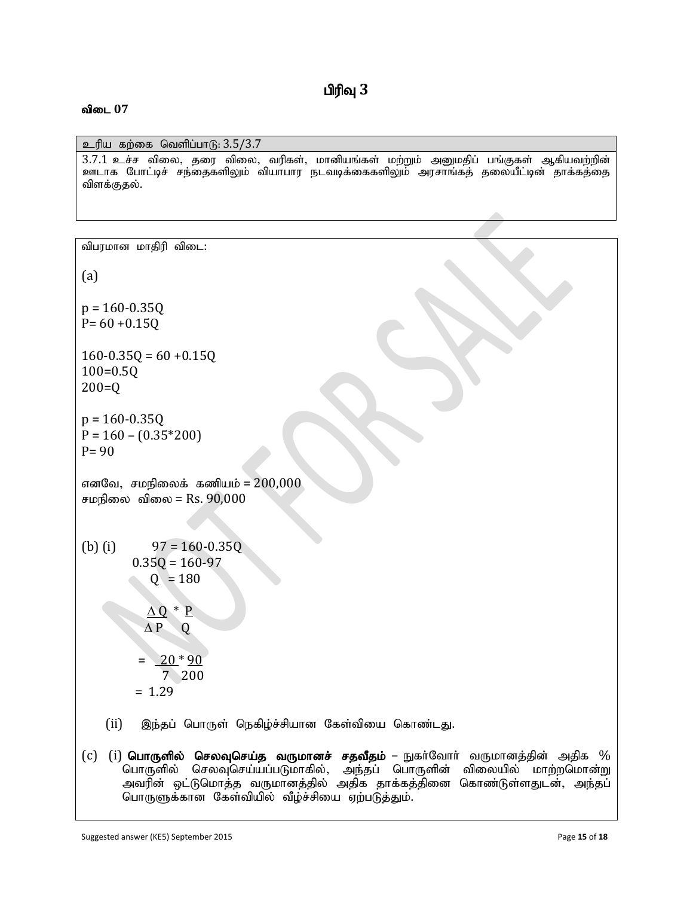# பிரிவு 3

**விடை 07**

| உரிய கற்கை வெளிப்பாடு: 3.5/3.7 |
|---|
| 3.7.1 உச்ச விலை, தரை விலை, வரிகள், மானியங்கள் மற்றும் அனுமதிப் பங்குகள் ஆகியவற்றின் ஊடாக போட்டிச் சந்தைகளிலும் வியாபார நடவடிக்கைகளிலும் அரசாங்கத் தலையீட்டின் தாக்கத்தை விளக்குதல். |

விபரமான மாதிரி விடை:

(a)

$p = 160-0.35Q$
$P= 60 +0.15Q$

$160-0.35Q = 60 +0.15Q$
$100=0.5Q$
$200=Q$

$p = 160-0.35Q$
$P = 160 – (0.35*200)$
$P= 90$

எனவே, சமநிலைக் கணியம் = 200,000
சமநிலை விலை = Rs. 90,000

(b) (i) $97 = 160-0.35Q$
$0.35Q = 160-97$
$Q = 180$

$$\frac{\Delta Q}{\Delta P} * \frac{P}{Q}$$

$$= \frac{20}{7} * \frac{90}{200}$$

$= 1.29$

(ii) இந்தப் பொருள் நெகிழ்ச்சியான கேள்வியை கொண்டது.

(c) (i) **பொருளில் செலவுசெய்த வருமானச் சதவீதம்** – நுகர்வோர் வருமானத்தின் அதிக % பொருளில் செலவுசெய்யப்படுமாகில், அந்தப் பொருளின் விலையில் மாற்றமொன்று அவரின் ஒட்டுமொத்த வருமானத்தில் அதிக தாக்கத்தினை கொண்டுள்ளதுடன், அந்தப் பொருளுக்கான கேள்வியில் வீழ்ச்சியை ஏற்படுத்தும்.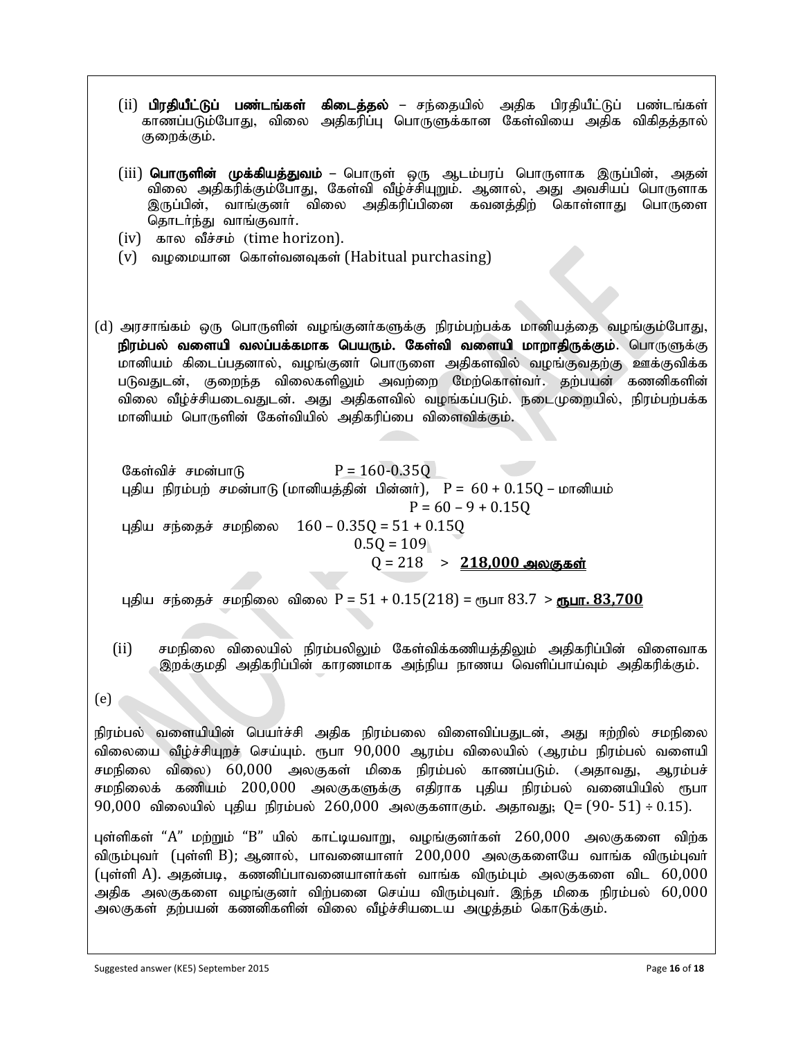(ii) **பிரதியீட்டுப் பண்டங்கள் கிடைத்தல்** – சந்தையில் அதிக பிரதியீட்டுப் பண்டங்கள் காணப்படும்போது, விலை அதிகரிப்பு பொருளுக்கான கேள்வியை அதிக விகிதத்தால் குறைக்கும்.

(iii) **பொருளின் முக்கியத்துவம்** – பொருள் ஒரு ஆடம்பரப் பொருளாக இருப்பின், அதன் விலை அதிகரிக்கும்போது, கேள்வி வீழ்ச்சியுறும். ஆனால், அது அவசியப் பொருளாக இருப்பின், வாங்குனர் விலை அதிகரிப்பினை கவனத்திற் கொள்ளாது பொருளை தொடர்ந்து வாங்குவார்.

(iv) கால வீச்சம் (time horizon).

(v) வழமையான கொள்வனவுகள் (Habitual purchasing)

(d) அரசாங்கம் ஒரு பொருளின் வழங்குனர்களுக்கு நிரம்பற்பக்க மானியத்தை வழங்கும்போது, **நிரம்பல் வளையி வலப்பக்கமாக பெயரும். கேள்வி வளையி மாறாதிருக்கும்**. பொருளுக்கு மானியம் கிடைப்பதனால், வழங்குனர் பொருளை அதிகளவில் வழங்குவதற்கு ஊக்குவிக்க படுவதுடன், குறைந்த விலைகளிலும் அவற்றை மேற்கொள்வர். தற்பயன் கனனிகளின் விலை வீழ்ச்சியடைவதுடன். அது அதிகளவில் வழங்கப்படும். நடைமுறையில், நிரம்பற்பக்க மானியம் பொருளின் கேள்வியில் அதிகரிப்பை விளைவிக்கும்.

கேள்விச் சமன்பாடு $P = 160 - 0.35Q$

புதிய நிரம்பற் சமன்பாடு (மானியத்தின் பின்னர்), $P = 60 + 0.15Q$ – மானியம்

$P = 60 - 9 + 0.15Q$

புதிய சந்தைச் சமநிலை $160 - 0.35Q = 51 + 0.15Q$

$0.5Q = 109$

$Q = 218$ > **<u>218,000 அலகுகள்</u>**

புதிய சந்தைச் சமநிலை விலை $P = 51 + 0.15(218)$ = ரூபா 83.7 > **<u>ரூபா. 83,700</u>**

(ii) சமநிலை விலையில் நிரம்பலிலும் கேள்விக்கணியத்திலும் அதிகரிப்பின் விளைவாக இறக்குமதி அதிகரிப்பின் காரணமாக அந்நிய நாணய வெளிப்பாய்வும் அதிகரிக்கும்.

(e)

நிரம்பல் வளையியின் பெயர்ச்சி அதிக நிரம்பலை விளைவிப்பதுடன், அது ஈற்றில் சமநிலை விலையை வீழ்ச்சியுறச் செய்யும். ரூபா 90,000 ஆரம்ப விலையில் (ஆரம்ப நிரம்பல் வளையி சமநிலை விலை) 60,000 அலகுகள் மிகை நிரம்பல் காணப்படும். (அதாவது, ஆரம்பச் சமநிலைக் கணியம் 200,000 அலகுகளுக்கு எதிராக புதிய நிரம்பல் வளையியில் ரூபா 90,000 விலையில் புதிய நிரம்பல் 260,000 அலகுகளாகும். அதாவது; $Q = (90 - 51) \div 0.15$).

புள்ளிகள் "A" மற்றும் "B" யில் காட்டியவாறு, வழங்குனர்கள் 260,000 அலகுகளை விற்க விரும்புவர் (புள்ளி B); ஆனால், பாவனையாளர் 200,000 அலகுகளையே வாங்க விரும்புவர் (புள்ளி A). அதன்படி, கணனிப்பாவனையாளர்கள் வாங்க விரும்பும் அலகுகளை விட 60,000 அதிக அலகுகளை வழங்குனர் விற்பனை செய்ய விரும்புவர். இந்த மிகை நிரம்பல் 60,000 அலகுகள் தற்பயன் கணனிகளின் விலை வீழ்ச்சியடைய அழுத்தம் கொடுக்கும்.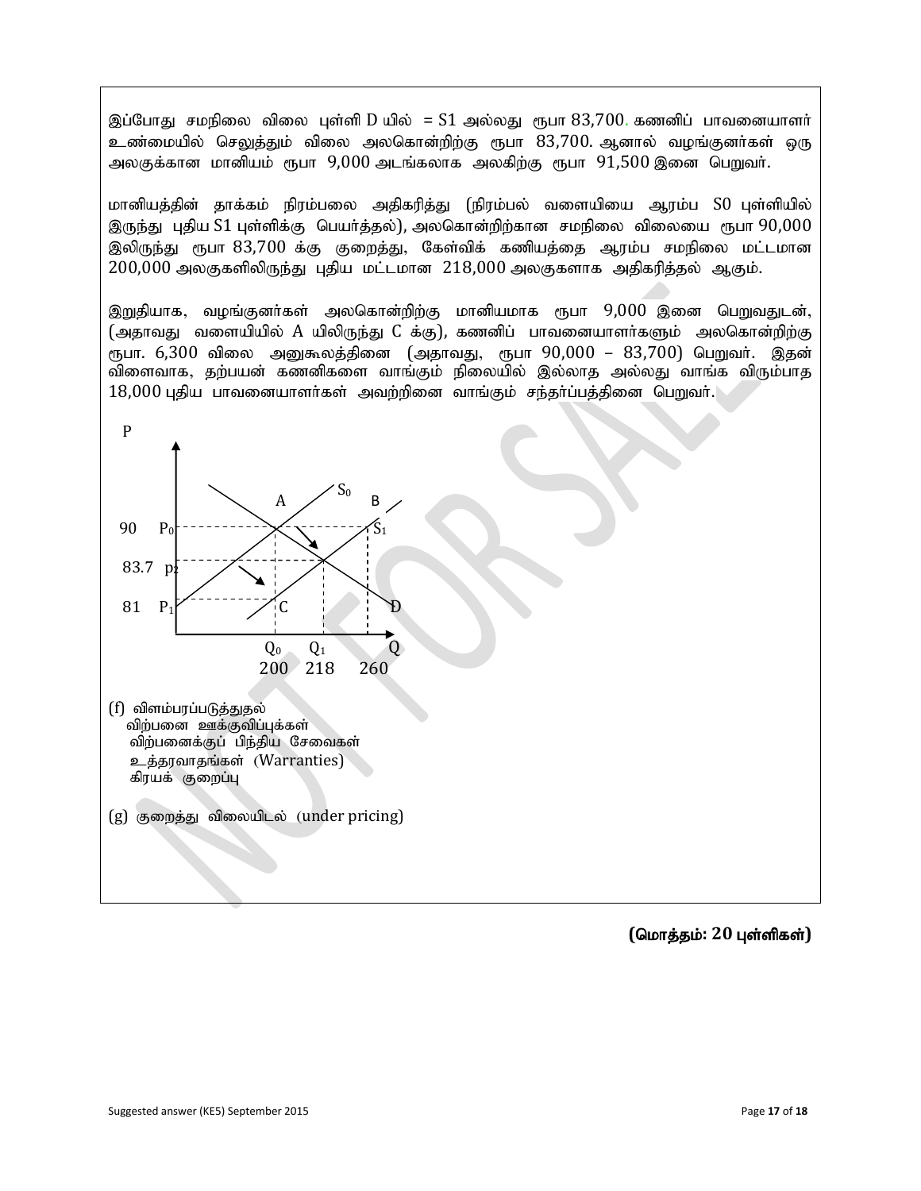இப்போது சமநிலை விலை புள்ளி D யில் = S1 அல்லது ரூபா 83,700. கணனிப் பாவனையாளர் உண்மையில் செலுத்தும் விலை அலகொன்றிற்கு ரூபா 83,700. ஆனால் வழங்குனர்கள் ஒரு அலகுக்கான மானியம் ரூபா 9,000 அடங்கலாக அலகிற்கு ரூபா 91,500 இனை பெறுவர்.

மானியத்தின் தாக்கம் நிரம்பலை அதிகரித்து (நிரம்பல் வளையியை ஆரம்ப S0 புள்ளியில் இருந்து புதிய S1 புள்ளிக்கு பெயர்த்தல்), அலகொன்றிற்கான சமநிலை விலையை ரூபா 90,000 இலிருந்து ரூபா 83,700 க்கு குறைத்து, கேள்விக் கணியத்தை ஆரம்ப சமநிலை மட்டமான 200,000 அலகுகளிலிருந்து புதிய மட்டமான 218,000 அலகுகளாக அதிகரித்தல் ஆகும்.

இறுதியாக, வழங்குனர்கள் அலகொன்றிற்கு மானியமாக ரூபா 9,000 இனை பெறுவதுடன், (அதாவது வளையியில் A யிலிருந்து C க்கு), கணனிப் பாவனையாளர்களும் அலகொன்றிற்கு ரூபா. 6,300 விலை அனுகூலத்தினை (அதாவது, ரூபா 90,000 – 83,700) பெறுவர். இதன் விளைவாக, தற்பயன் கணனிகளை வாங்கும் நிலையில் இல்லாத அல்லது வாங்க விரும்பாத 18,000 புதிய பாவனையாளர்கள் அவற்றினை வாங்கும் சந்தர்ப்பத்தினை பெறுவர்.

| P | | Q |
|---|---|---|
| 90 | $P_0$ | |
| 83.7 | $p_2$ | |
| 81 | $P_1$ | |
| | $Q_0$ | 200 |
| | $Q_1$ | 218 |
| | | 260 |

(Graph: supply curves $S_0$ and $S_1$, demand curve D; points A, B, C, D marked.)

(f) விளம்பரப்படுத்துதல்
- விற்பனை ஊக்குவிப்புக்கள்
- விற்பனைக்குப் பிந்திய சேவைகள்
- உத்தரவாதங்கள் (Warranties)
- கிரயக் குறைப்பு

(g) குறைத்து விலையிடல் (under pricing)

**(மொத்தம்: 20 புள்ளிகள்)**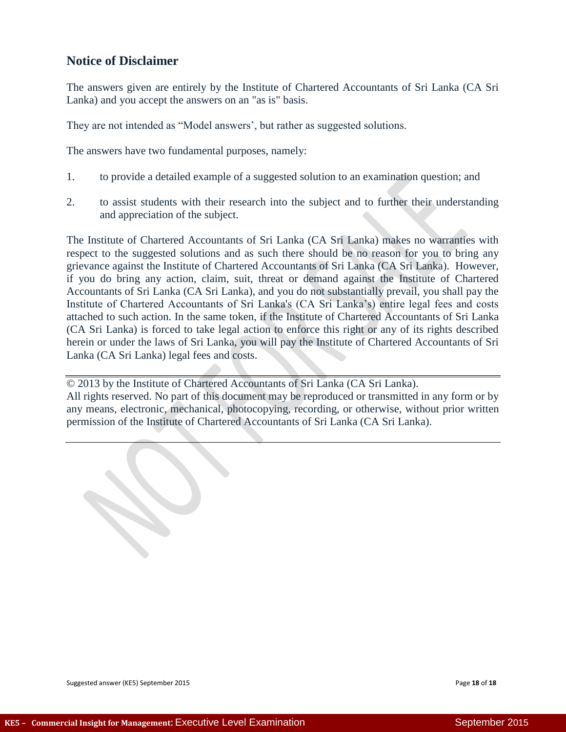## Notice of Disclaimer

The answers given are entirely by the Institute of Chartered Accountants of Sri Lanka (CA Sri Lanka) and you accept the answers on an "as is" basis.

They are not intended as "Model answers', but rather as suggested solutions.

The answers have two fundamental purposes, namely:

1. to provide a detailed example of a suggested solution to an examination question; and

2. to assist students with their research into the subject and to further their understanding and appreciation of the subject.

The Institute of Chartered Accountants of Sri Lanka (CA Sri Lanka) makes no warranties with respect to the suggested solutions and as such there should be no reason for you to bring any grievance against the Institute of Chartered Accountants of Sri Lanka (CA Sri Lanka). However, if you do bring any action, claim, suit, threat or demand against the Institute of Chartered Accountants of Sri Lanka (CA Sri Lanka), and you do not substantially prevail, you shall pay the Institute of Chartered Accountants of Sri Lanka's (CA Sri Lanka's) entire legal fees and costs attached to such action. In the same token, if the Institute of Chartered Accountants of Sri Lanka (CA Sri Lanka) is forced to take legal action to enforce this right or any of its rights described herein or under the laws of Sri Lanka, you will pay the Institute of Chartered Accountants of Sri Lanka (CA Sri Lanka) legal fees and costs.

---

© 2013 by the Institute of Chartered Accountants of Sri Lanka (CA Sri Lanka).
All rights reserved. No part of this document may be reproduced or transmitted in any form or by any means, electronic, mechanical, photocopying, recording, or otherwise, without prior written permission of the Institute of Chartered Accountants of Sri Lanka (CA Sri Lanka).

---